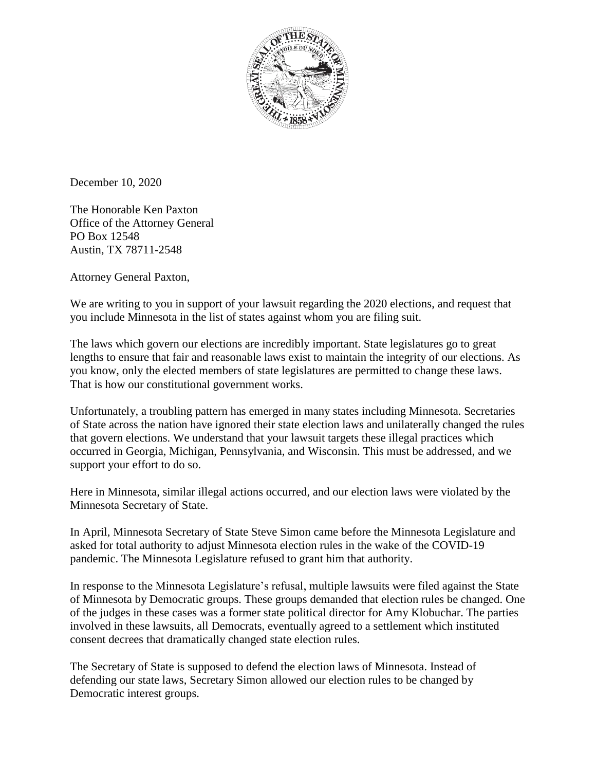December 10, 2020

The Honorable Ken Paxton
Office of the Attorney General
PO Box 12548
Austin, TX 78711-2548

Attorney General Paxton,

We are writing to you in support of your lawsuit regarding the 2020 elections, and request that you include Minnesota in the list of states against whom you are filing suit.

The laws which govern our elections are incredibly important. State legislatures go to great lengths to ensure that fair and reasonable laws exist to maintain the integrity of our elections. As you know, only the elected members of state legislatures are permitted to change these laws. That is how our constitutional government works.

Unfortunately, a troubling pattern has emerged in many states including Minnesota. Secretaries of State across the nation have ignored their state election laws and unilaterally changed the rules that govern elections. We understand that your lawsuit targets these illegal practices which occurred in Georgia, Michigan, Pennsylvania, and Wisconsin. This must be addressed, and we support your effort to do so.

Here in Minnesota, similar illegal actions occurred, and our election laws were violated by the Minnesota Secretary of State.

In April, Minnesota Secretary of State Steve Simon came before the Minnesota Legislature and asked for total authority to adjust Minnesota election rules in the wake of the COVID-19 pandemic. The Minnesota Legislature refused to grant him that authority.

In response to the Minnesota Legislature's refusal, multiple lawsuits were filed against the State of Minnesota by Democratic groups. These groups demanded that election rules be changed. One of the judges in these cases was a former state political director for Amy Klobuchar. The parties involved in these lawsuits, all Democrats, eventually agreed to a settlement which instituted consent decrees that dramatically changed state election rules.

The Secretary of State is supposed to defend the election laws of Minnesota. Instead of defending our state laws, Secretary Simon allowed our election rules to be changed by Democratic interest groups.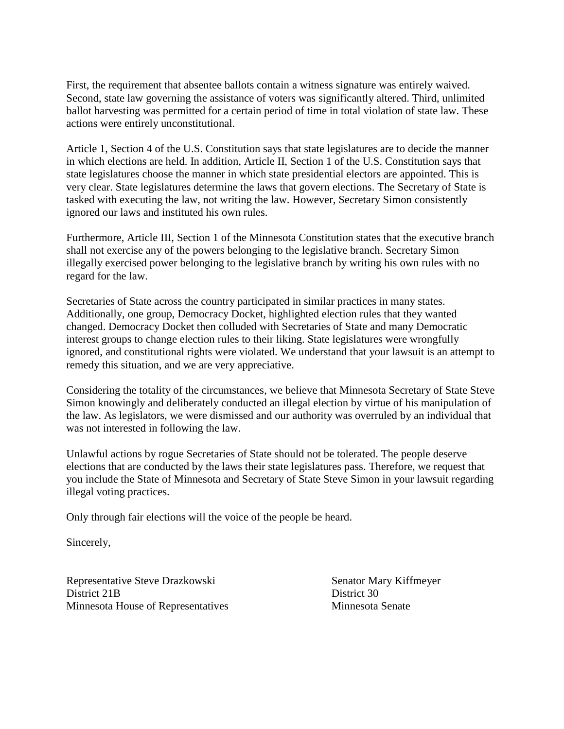First, the requirement that absentee ballots contain a witness signature was entirely waived. Second, state law governing the assistance of voters was significantly altered. Third, unlimited ballot harvesting was permitted for a certain period of time in total violation of state law. These actions were entirely unconstitutional.

Article 1, Section 4 of the U.S. Constitution says that state legislatures are to decide the manner in which elections are held. In addition, Article II, Section 1 of the U.S. Constitution says that state legislatures choose the manner in which state presidential electors are appointed. This is very clear. State legislatures determine the laws that govern elections. The Secretary of State is tasked with executing the law, not writing the law. However, Secretary Simon consistently ignored our laws and instituted his own rules.

Furthermore, Article III, Section 1 of the Minnesota Constitution states that the executive branch shall not exercise any of the powers belonging to the legislative branch. Secretary Simon illegally exercised power belonging to the legislative branch by writing his own rules with no regard for the law.

Secretaries of State across the country participated in similar practices in many states. Additionally, one group, Democracy Docket, highlighted election rules that they wanted changed. Democracy Docket then colluded with Secretaries of State and many Democratic interest groups to change election rules to their liking. State legislatures were wrongfully ignored, and constitutional rights were violated. We understand that your lawsuit is an attempt to remedy this situation, and we are very appreciative.

Considering the totality of the circumstances, we believe that Minnesota Secretary of State Steve Simon knowingly and deliberately conducted an illegal election by virtue of his manipulation of the law. As legislators, we were dismissed and our authority was overruled by an individual that was not interested in following the law.

Unlawful actions by rogue Secretaries of State should not be tolerated. The people deserve elections that are conducted by the laws their state legislatures pass. Therefore, we request that you include the State of Minnesota and Secretary of State Steve Simon in your lawsuit regarding illegal voting practices.

Only through fair elections will the voice of the people be heard.

Sincerely,

Representative Steve Drazkowski
District 21B
Minnesota House of Representatives

Senator Mary Kiffmeyer
District 30
Minnesota Senate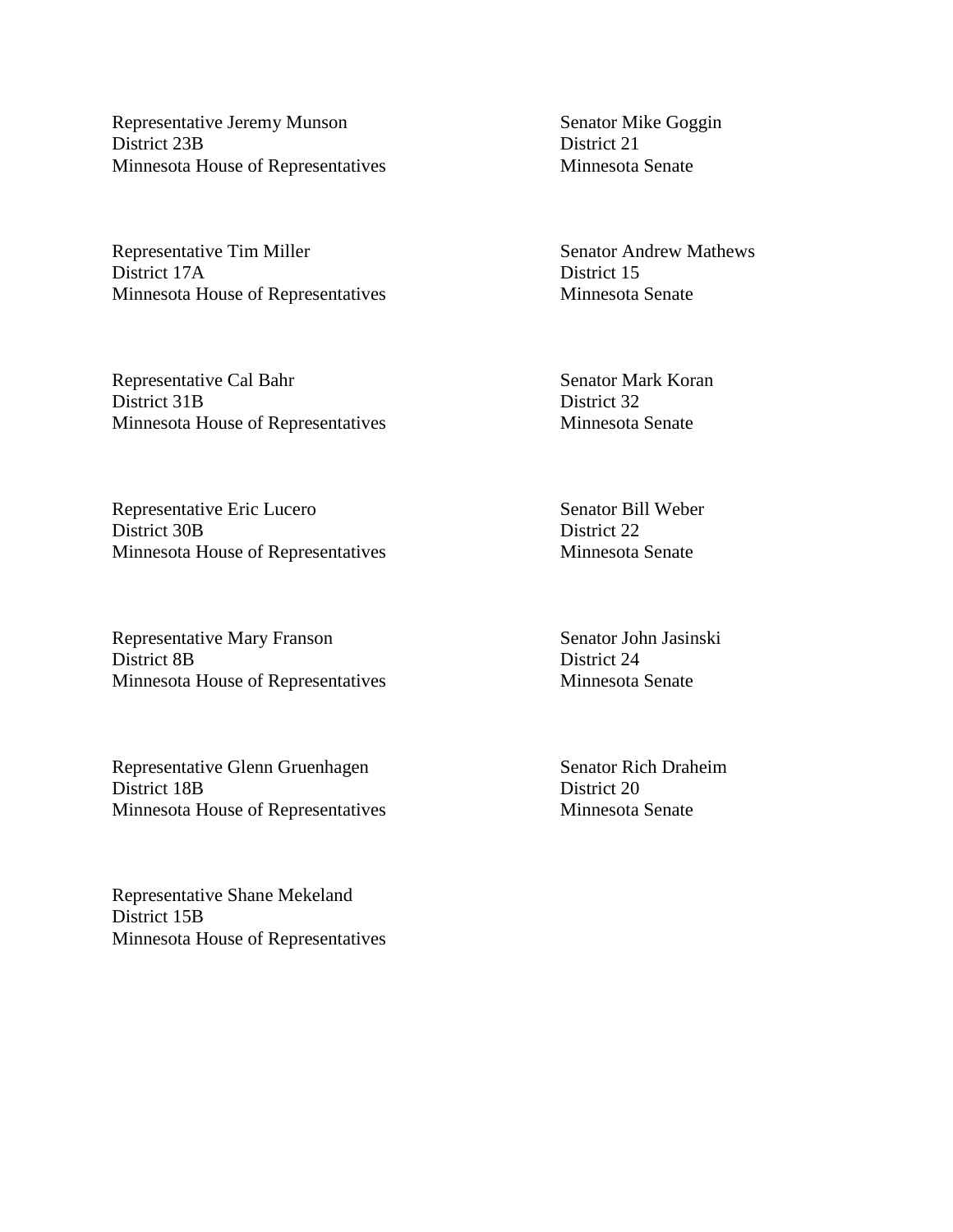Representative Jeremy Munson
District 23B
Minnesota House of Representatives

Representative Tim Miller
District 17A
Minnesota House of Representatives

Representative Cal Bahr
District 31B
Minnesota House of Representatives

Representative Eric Lucero
District 30B
Minnesota House of Representatives

Representative Mary Franson
District 8B
Minnesota House of Representatives

Representative Glenn Gruenhagen
District 18B
Minnesota House of Representatives

Representative Shane Mekeland
District 15B
Minnesota House of Representatives

Senator Mike Goggin
District 21
Minnesota Senate

Senator Andrew Mathews
District 15
Minnesota Senate

Senator Mark Koran
District 32
Minnesota Senate

Senator Bill Weber
District 22
Minnesota Senate

Senator John Jasinski
District 24
Minnesota Senate

Senator Rich Draheim
District 20
Minnesota Senate